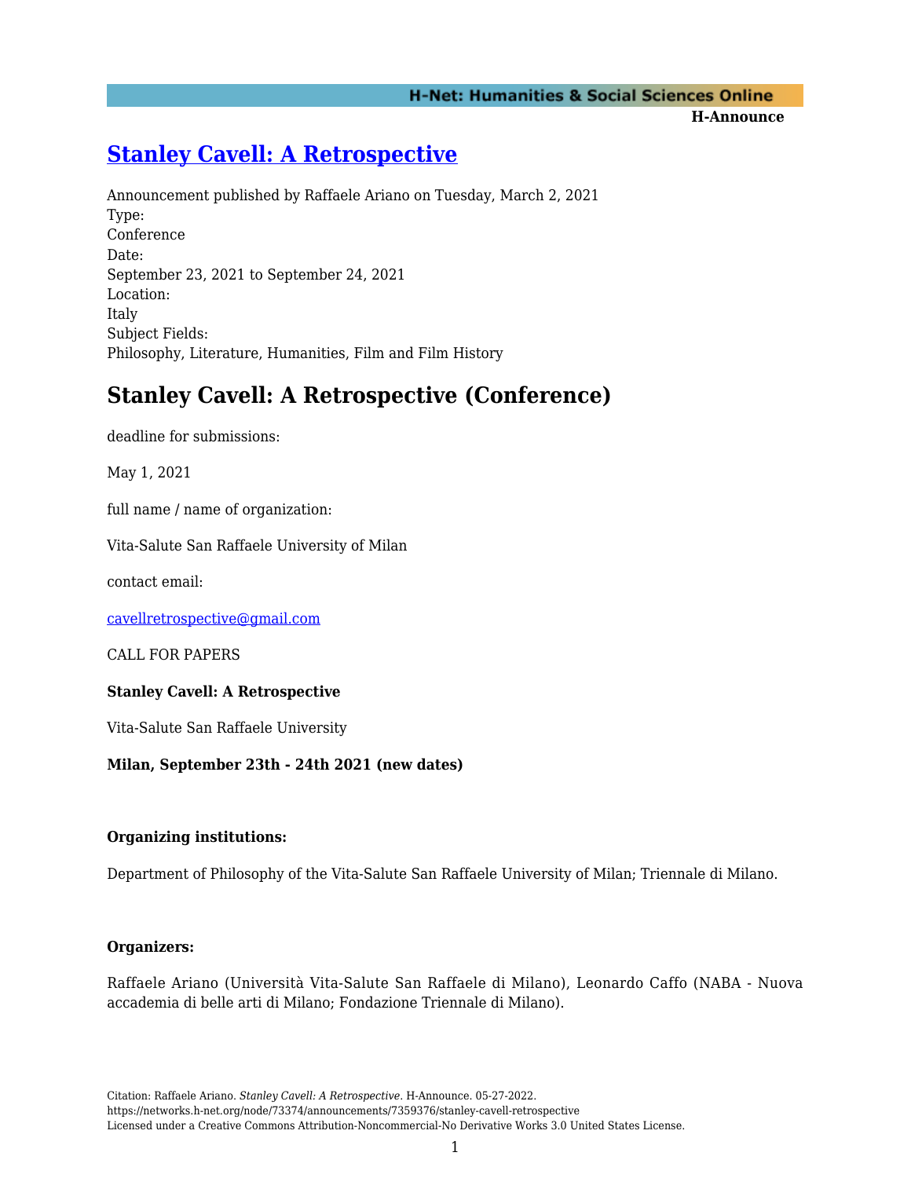# [Stanley Cavell: A Retrospective](https://networks.h-net.org/node/73374/announcements/7359376/stanley-cavell-retrospective)

Announcement published by Raffaele Ariano on Tuesday, March 2, 2021

Type:
Conference

Date:
September 23, 2021 to September 24, 2021

Location:
Italy

Subject Fields:
Philosophy, Literature, Humanities, Film and Film History

## Stanley Cavell: A Retrospective (Conference)

deadline for submissions:

May 1, 2021

full name / name of organization:

Vita-Salute San Raffaele University of Milan

contact email:

cavellretrospective@gmail.com

CALL FOR PAPERS

**Stanley Cavell: A Retrospective**

Vita-Salute San Raffaele University

**Milan, September 23th - 24th 2021 (new dates)**

**Organizing institutions:**

Department of Philosophy of the Vita-Salute San Raffaele University of Milan; Triennale di Milano.

**Organizers:**

Raffaele Ariano (Università Vita-Salute San Raffaele di Milano), Leonardo Caffo (NABA - Nuova accademia di belle arti di Milano; Fondazione Triennale di Milano).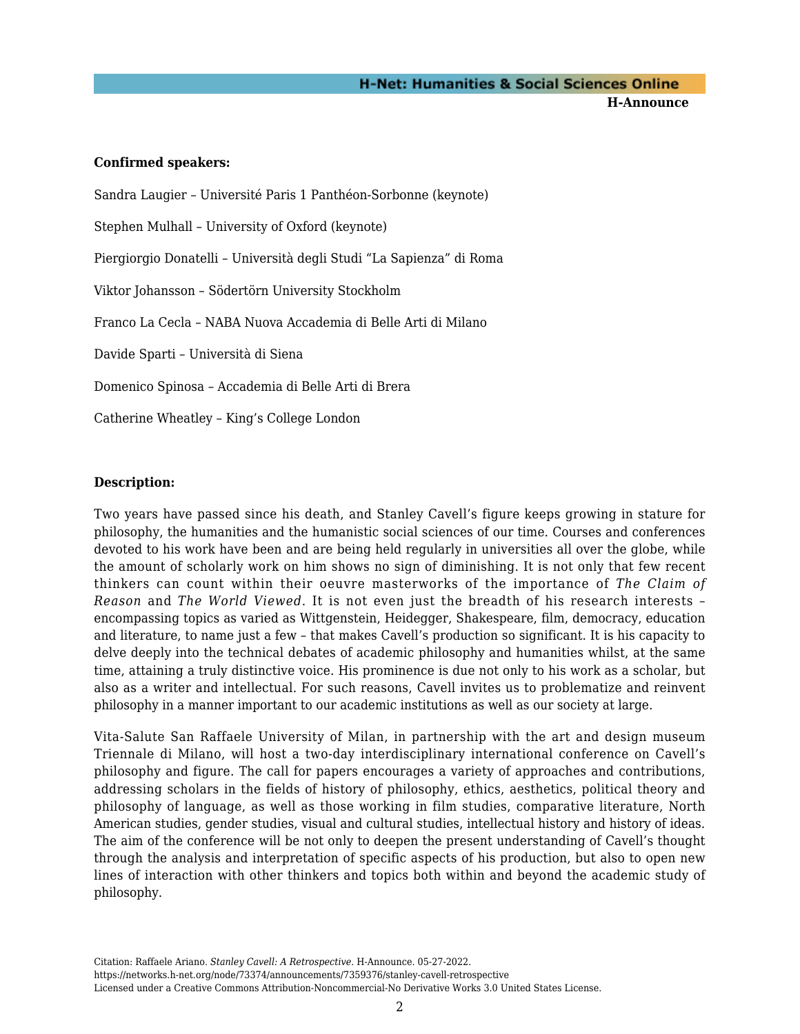**Confirmed speakers:**

Sandra Laugier – Université Paris 1 Panthéon-Sorbonne (keynote)

Stephen Mulhall – University of Oxford (keynote)

Piergiorgio Donatelli – Università degli Studi "La Sapienza" di Roma

Viktor Johansson – Södertörn University Stockholm

Franco La Cecla – NABA Nuova Accademia di Belle Arti di Milano

Davide Sparti – Università di Siena

Domenico Spinosa – Accademia di Belle Arti di Brera

Catherine Wheatley – King's College London

**Description:**

Two years have passed since his death, and Stanley Cavell's figure keeps growing in stature for philosophy, the humanities and the humanistic social sciences of our time. Courses and conferences devoted to his work have been and are being held regularly in universities all over the globe, while the amount of scholarly work on him shows no sign of diminishing. It is not only that few recent thinkers can count within their oeuvre masterworks of the importance of *The Claim of Reason* and *The World Viewed*. It is not even just the breadth of his research interests – encompassing topics as varied as Wittgenstein, Heidegger, Shakespeare, film, democracy, education and literature, to name just a few – that makes Cavell's production so significant. It is his capacity to delve deeply into the technical debates of academic philosophy and humanities whilst, at the same time, attaining a truly distinctive voice. His prominence is due not only to his work as a scholar, but also as a writer and intellectual. For such reasons, Cavell invites us to problematize and reinvent philosophy in a manner important to our academic institutions as well as our society at large.

Vita-Salute San Raffaele University of Milan, in partnership with the art and design museum Triennale di Milano, will host a two-day interdisciplinary international conference on Cavell's philosophy and figure. The call for papers encourages a variety of approaches and contributions, addressing scholars in the fields of history of philosophy, ethics, aesthetics, political theory and philosophy of language, as well as those working in film studies, comparative literature, North American studies, gender studies, visual and cultural studies, intellectual history and history of ideas. The aim of the conference will be not only to deepen the present understanding of Cavell's thought through the analysis and interpretation of specific aspects of his production, but also to open new lines of interaction with other thinkers and topics both within and beyond the academic study of philosophy.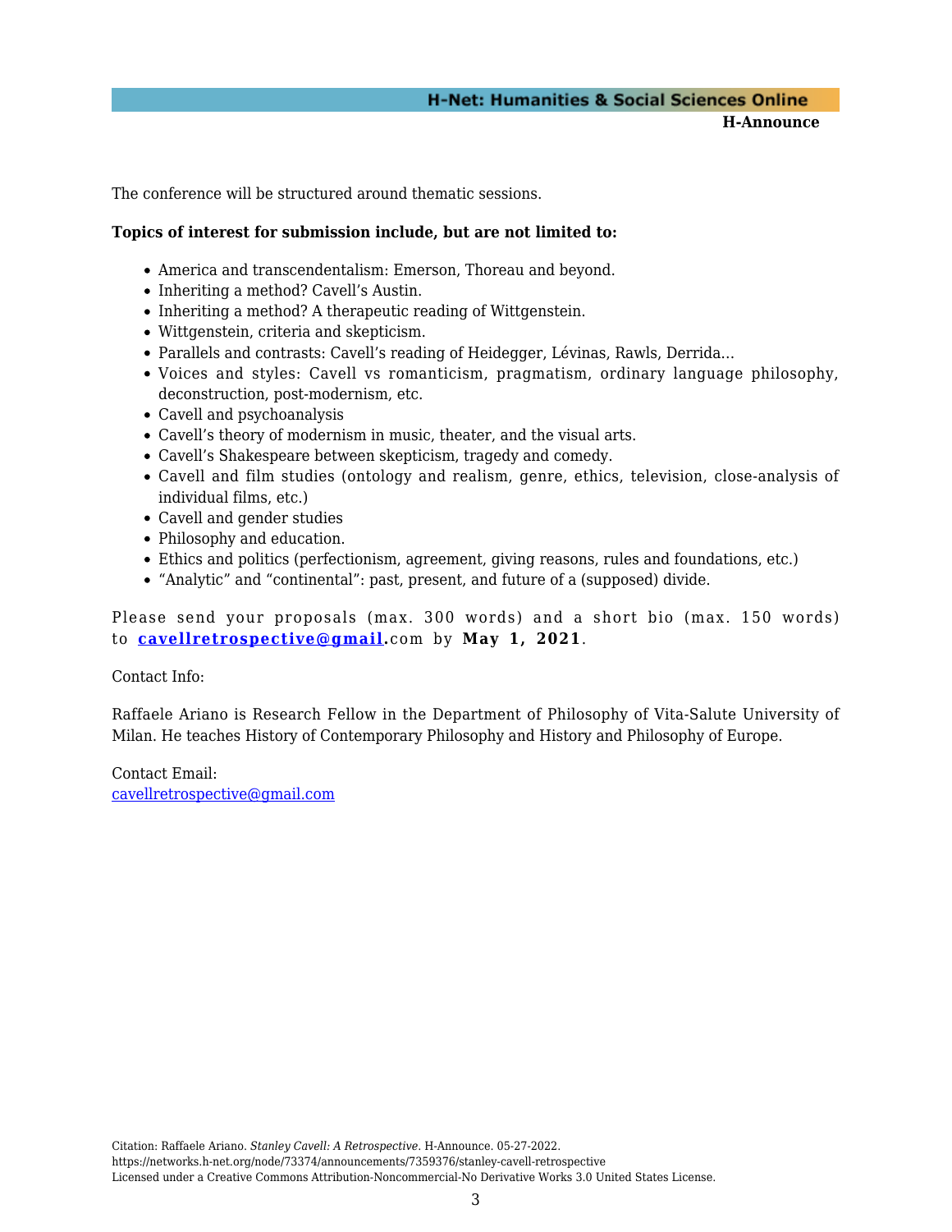The conference will be structured around thematic sessions.

**Topics of interest for submission include, but are not limited to:**

- America and transcendentalism: Emerson, Thoreau and beyond.
- Inheriting a method? Cavell's Austin.
- Inheriting a method? A therapeutic reading of Wittgenstein.
- Wittgenstein, criteria and skepticism.
- Parallels and contrasts: Cavell's reading of Heidegger, Lévinas, Rawls, Derrida…
- Voices and styles: Cavell vs romanticism, pragmatism, ordinary language philosophy, deconstruction, post-modernism, etc.
- Cavell and psychoanalysis
- Cavell's theory of modernism in music, theater, and the visual arts.
- Cavell's Shakespeare between skepticism, tragedy and comedy.
- Cavell and film studies (ontology and realism, genre, ethics, television, close-analysis of individual films, etc.)
- Cavell and gender studies
- Philosophy and education.
- Ethics and politics (perfectionism, agreement, giving reasons, rules and foundations, etc.)
- "Analytic" and "continental": past, present, and future of a (supposed) divide.

Please send your proposals (max. 300 words) and a short bio (max. 150 words) to **cavellretrospective@gmail**.com by **May 1, 2021**.

Contact Info:

Raffaele Ariano is Research Fellow in the Department of Philosophy of Vita-Salute University of Milan. He teaches History of Contemporary Philosophy and History and Philosophy of Europe.

Contact Email:
cavellretrospective@gmail.com

Citation: Raffaele Ariano. *Stanley Cavell: A Retrospective*. H-Announce. 05-27-2022.
https://networks.h-net.org/node/73374/announcements/7359376/stanley-cavell-retrospective
Licensed under a Creative Commons Attribution-Noncommercial-No Derivative Works 3.0 United States License.